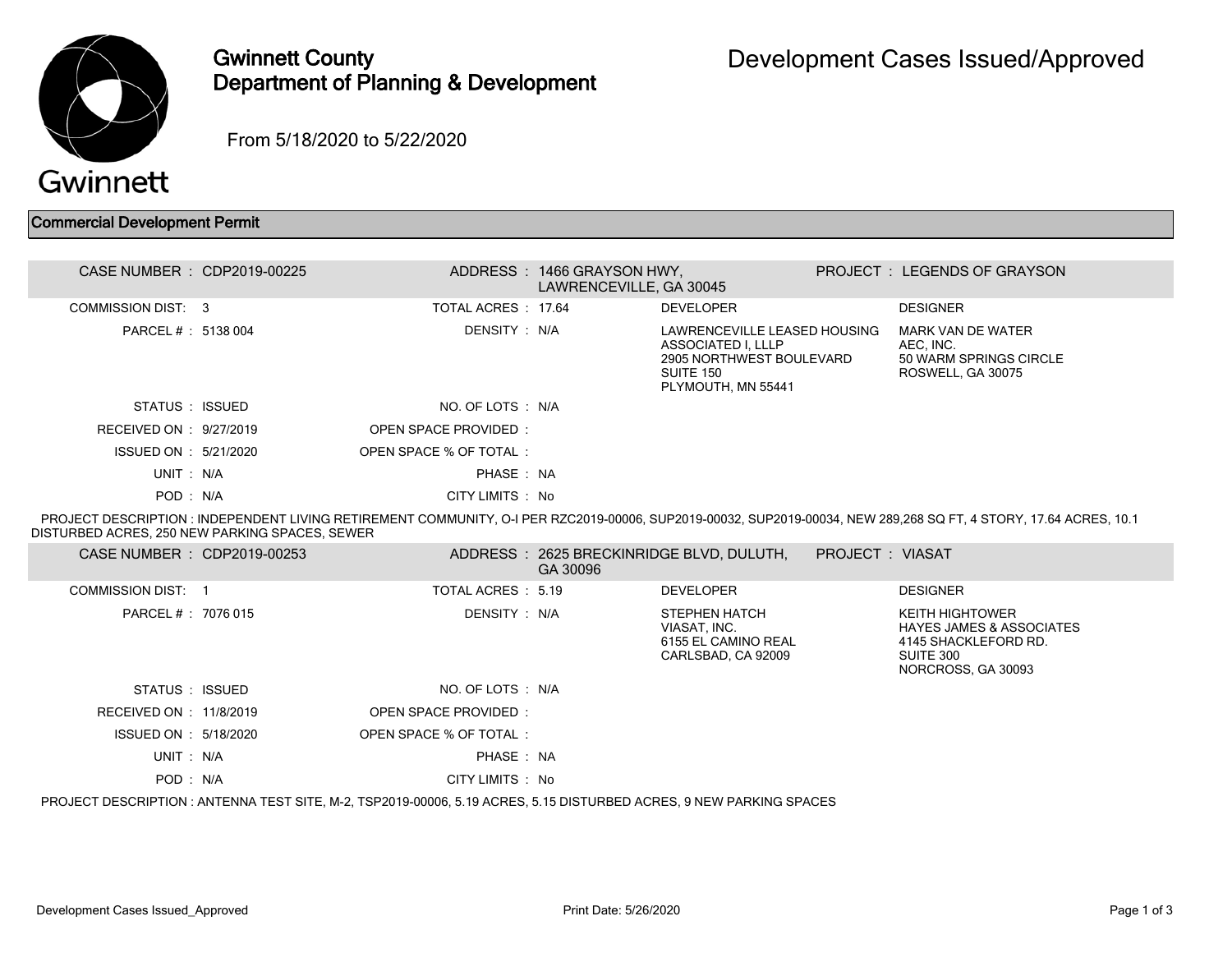# Gwinnett County Department of Planning & Development

# Development Cases Issued/Approved

From 5/18/2020 to 5/22/2020

## Commercial Development Permit

**CASE NUMBER :** CDP2019-00225
**ADDRESS :** 1466 GRAYSON HWY, LAWRENCEVILLE, GA 30045
**PROJECT :** LEGENDS OF GRAYSON

| | | | |
|---|---|---|---|
| COMMISSION DIST: | 3 | TOTAL ACRES : | 17.64 |
| PARCEL # : | 5138 004 | DENSITY : | N/A |
| STATUS : | ISSUED | NO. OF LOTS : | N/A |
| RECEIVED ON : | 9/27/2019 | OPEN SPACE PROVIDED : | |
| ISSUED ON : | 5/21/2020 | OPEN SPACE % OF TOTAL : | |
| UNIT : | N/A | PHASE : | NA |
| POD : | N/A | CITY LIMITS : | No |

**DEVELOPER**
LAWRENCEVILLE LEASED HOUSING ASSOCIATED I, LLLP
2905 NORTHWEST BOULEVARD
SUITE 150
PLYMOUTH, MN 55441

**DESIGNER**
MARK VAN DE WATER
AEC, INC.
50 WARM SPRINGS CIRCLE
ROSWELL, GA 30075

PROJECT DESCRIPTION : INDEPENDENT LIVING RETIREMENT COMMUNITY, O-I PER RZC2019-00006, SUP2019-00032, SUP2019-00034, NEW 289,268 SQ FT, 4 STORY, 17.64 ACRES, 10.1 DISTURBED ACRES, 250 NEW PARKING SPACES, SEWER

---

**CASE NUMBER :** CDP2019-00253
**ADDRESS :** 2625 BRECKINRIDGE BLVD, DULUTH, GA 30096
**PROJECT :** VIASAT

| | | | |
|---|---|---|---|
| COMMISSION DIST: | 1 | TOTAL ACRES : | 5.19 |
| PARCEL # : | 7076 015 | DENSITY : | N/A |
| STATUS : | ISSUED | NO. OF LOTS : | N/A |
| RECEIVED ON : | 11/8/2019 | OPEN SPACE PROVIDED : | |
| ISSUED ON : | 5/18/2020 | OPEN SPACE % OF TOTAL : | |
| UNIT : | N/A | PHASE : | NA |
| POD : | N/A | CITY LIMITS : | No |

**DEVELOPER**
STEPHEN HATCH
VIASAT, INC.
6155 EL CAMINO REAL
CARLSBAD, CA 92009

**DESIGNER**
KEITH HIGHTOWER
HAYES JAMES & ASSOCIATES
4145 SHACKLEFORD RD.
SUITE 300
NORCROSS, GA 30093

PROJECT DESCRIPTION : ANTENNA TEST SITE, M-2, TSP2019-00006, 5.19 ACRES, 5.15 DISTURBED ACRES, 9 NEW PARKING SPACES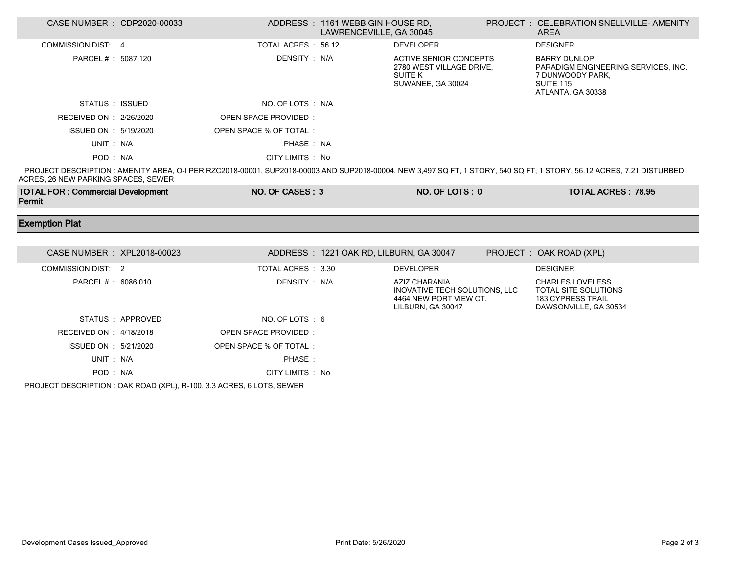| CASE NUMBER : CDP2020-00033 | ADDRESS : 1161 WEBB GIN HOUSE RD, LAWRENCEVILLE, GA 30045 | | PROJECT : CELEBRATION SNELLVILLE- AMENITY AREA |
|---|---|---|---|
| COMMISSION DIST: 4 | TOTAL ACRES : 56.12 | DEVELOPER | DESIGNER |
| PARCEL # : 5087 120 | DENSITY : N/A | ACTIVE SENIOR CONCEPTS 2780 WEST VILLAGE DRIVE, SUITE K SUWANEE, GA 30024 | BARRY DUNLOP PARADIGM ENGINEERING SERVICES, INC. 7 DUNWOODY PARK, SUITE 115 ATLANTA, GA 30338 |
| STATUS : ISSUED | NO. OF LOTS : N/A | | |
| RECEIVED ON : 2/26/2020 | OPEN SPACE PROVIDED : | | |
| ISSUED ON : 5/19/2020 | OPEN SPACE % OF TOTAL : | | |
| UNIT : N/A | PHASE : NA | | |
| POD : N/A | CITY LIMITS : No | | |

PROJECT DESCRIPTION : AMENITY AREA, O-I PER RZC2018-00001, SUP2018-00003 AND SUP2018-00004, NEW 3,497 SQ FT, 1 STORY, 540 SQ FT, 1 STORY, 56.12 ACRES, 7.21 DISTURBED ACRES, 26 NEW PARKING SPACES, SEWER

| **TOTAL FOR : Commercial Development Permit** | **NO. OF CASES : 3** | **NO. OF LOTS : 0** | **TOTAL ACRES : 78.95** |
|---|---|---|---|

## Exemption Plat

| CASE NUMBER : XPL2018-00023 | ADDRESS : 1221 OAK RD, LILBURN, GA 30047 | | PROJECT : OAK ROAD (XPL) |
|---|---|---|---|
| COMMISSION DIST: 2 | TOTAL ACRES : 3.30 | DEVELOPER | DESIGNER |
| PARCEL # : 6086 010 | DENSITY : N/A | AZIZ CHARANIA INOVATIVE TECH SOLUTIONS, LLC 4464 NEW PORT VIEW CT. LILBURN, GA 30047 | CHARLES LOVELESS TOTAL SITE SOLUTIONS 183 CYPRESS TRAIL DAWSONVILLE, GA 30534 |
| STATUS : APPROVED | NO. OF LOTS : 6 | | |
| RECEIVED ON : 4/18/2018 | OPEN SPACE PROVIDED : | | |
| ISSUED ON : 5/21/2020 | OPEN SPACE % OF TOTAL : | | |
| UNIT : N/A | PHASE : | | |
| POD : N/A | CITY LIMITS : No | | |

PROJECT DESCRIPTION : OAK ROAD (XPL), R-100, 3.3 ACRES, 6 LOTS, SEWER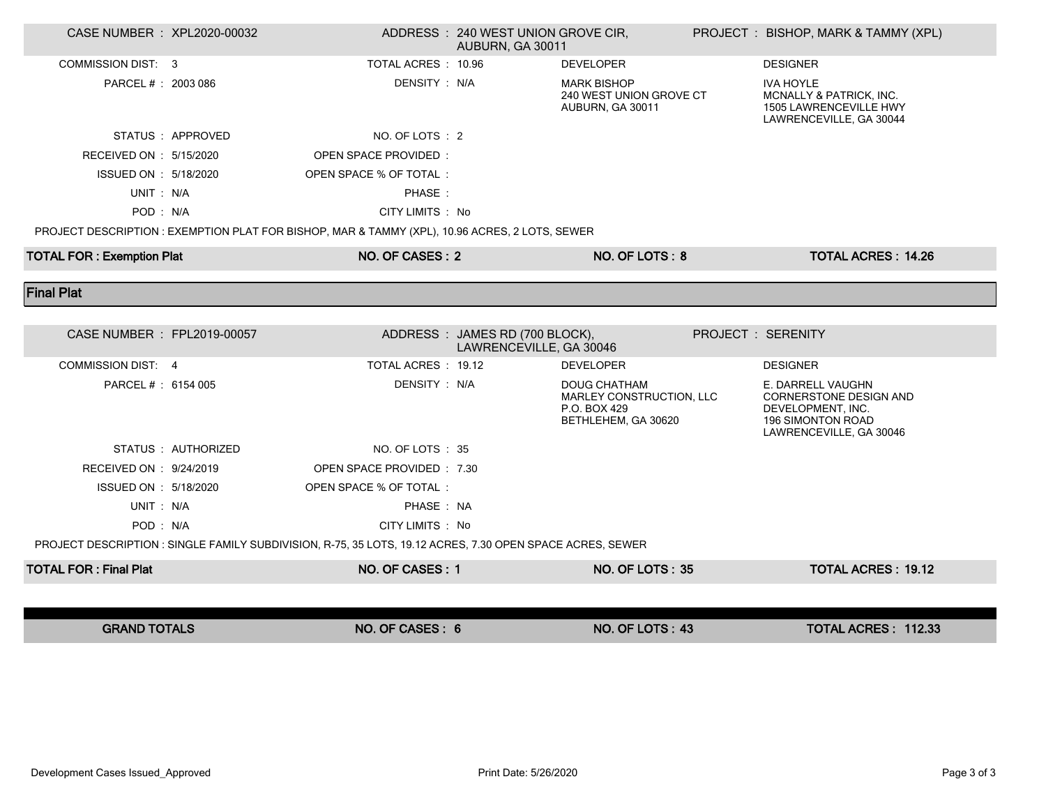| | | | |
|---|---|---|---|
| CASE NUMBER : XPL2020-00032 | ADDRESS : 240 WEST UNION GROVE CIR, AUBURN, GA 30011 | | PROJECT : BISHOP, MARK & TAMMY (XPL) |
| COMMISSION DIST: 3 | TOTAL ACRES : 10.96 | DEVELOPER | DESIGNER |
| PARCEL # : 2003 086 | DENSITY : N/A | MARK BISHOP<br>240 WEST UNION GROVE CT<br>AUBURN, GA 30011 | IVA HOYLE<br>MCNALLY & PATRICK, INC.<br>1505 LAWRENCEVILLE HWY<br>LAWRENCEVILLE, GA 30044 |
| STATUS : APPROVED | NO. OF LOTS : 2 | | |
| RECEIVED ON : 5/15/2020 | OPEN SPACE PROVIDED : | | |
| ISSUED ON : 5/18/2020 | OPEN SPACE % OF TOTAL : | | |
| UNIT : N/A | PHASE : | | |
| POD : N/A | CITY LIMITS : No | | |

PROJECT DESCRIPTION : EXEMPTION PLAT FOR BISHOP, MAR & TAMMY (XPL), 10.96 ACRES, 2 LOTS, SEWER

| TOTAL FOR : Exemption Plat | NO. OF CASES : 2 | NO. OF LOTS : 8 | TOTAL ACRES : 14.26 |
|---|---|---|---|

## Final Plat

| | | | |
|---|---|---|---|
| CASE NUMBER : FPL2019-00057 | ADDRESS : JAMES RD (700 BLOCK), LAWRENCEVILLE, GA 30046 | | PROJECT : SERENITY |
| COMMISSION DIST: 4 | TOTAL ACRES : 19.12 | DEVELOPER | DESIGNER |
| PARCEL # : 6154 005 | DENSITY : N/A | DOUG CHATHAM<br>MARLEY CONSTRUCTION, LLC<br>P.O. BOX 429<br>BETHLEHEM, GA 30620 | E. DARRELL VAUGHN<br>CORNERSTONE DESIGN AND DEVELOPMENT, INC.<br>196 SIMONTON ROAD<br>LAWRENCEVILLE, GA 30046 |
| STATUS : AUTHORIZED | NO. OF LOTS : 35 | | |
| RECEIVED ON : 9/24/2019 | OPEN SPACE PROVIDED : 7.30 | | |
| ISSUED ON : 5/18/2020 | OPEN SPACE % OF TOTAL : | | |
| UNIT : N/A | PHASE : NA | | |
| POD : N/A | CITY LIMITS : No | | |

PROJECT DESCRIPTION : SINGLE FAMILY SUBDIVISION, R-75, 35 LOTS, 19.12 ACRES, 7.30 OPEN SPACE ACRES, SEWER

| TOTAL FOR : Final Plat | NO. OF CASES : 1 | NO. OF LOTS : 35 | TOTAL ACRES : 19.12 |
|---|---|---|---|

| GRAND TOTALS | NO. OF CASES : 6 | NO. OF LOTS : 43 | TOTAL ACRES : 112.33 |
|---|---|---|---|

Development Cases Issued_Approved    Print Date: 5/26/2020